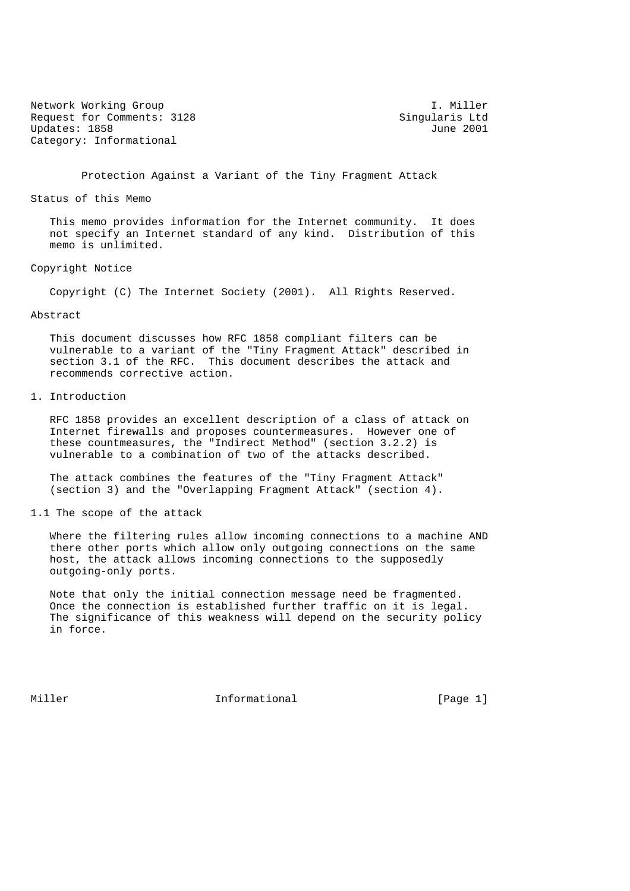Network Working Group I. Miller
Request for Comments: 3128 Singularis Ltd
Updates: 1858 June 2001
Category: Informational

# Protection Against a Variant of the Tiny Fragment Attack

## Status of this Memo

This memo provides information for the Internet community. It does not specify an Internet standard of any kind. Distribution of this memo is unlimited.

## Copyright Notice

Copyright (C) The Internet Society (2001). All Rights Reserved.

## Abstract

This document discusses how RFC 1858 compliant filters can be vulnerable to a variant of the "Tiny Fragment Attack" described in section 3.1 of the RFC. This document describes the attack and recommends corrective action.

## 1. Introduction

RFC 1858 provides an excellent description of a class of attack on Internet firewalls and proposes countermeasures. However one of these countmeasures, the "Indirect Method" (section 3.2.2) is vulnerable to a combination of two of the attacks described.

The attack combines the features of the "Tiny Fragment Attack" (section 3) and the "Overlapping Fragment Attack" (section 4).

### 1.1 The scope of the attack

Where the filtering rules allow incoming connections to a machine AND there other ports which allow only outgoing connections on the same host, the attack allows incoming connections to the supposedly outgoing-only ports.

Note that only the initial connection message need be fragmented. Once the connection is established further traffic on it is legal. The significance of this weakness will depend on the security policy in force.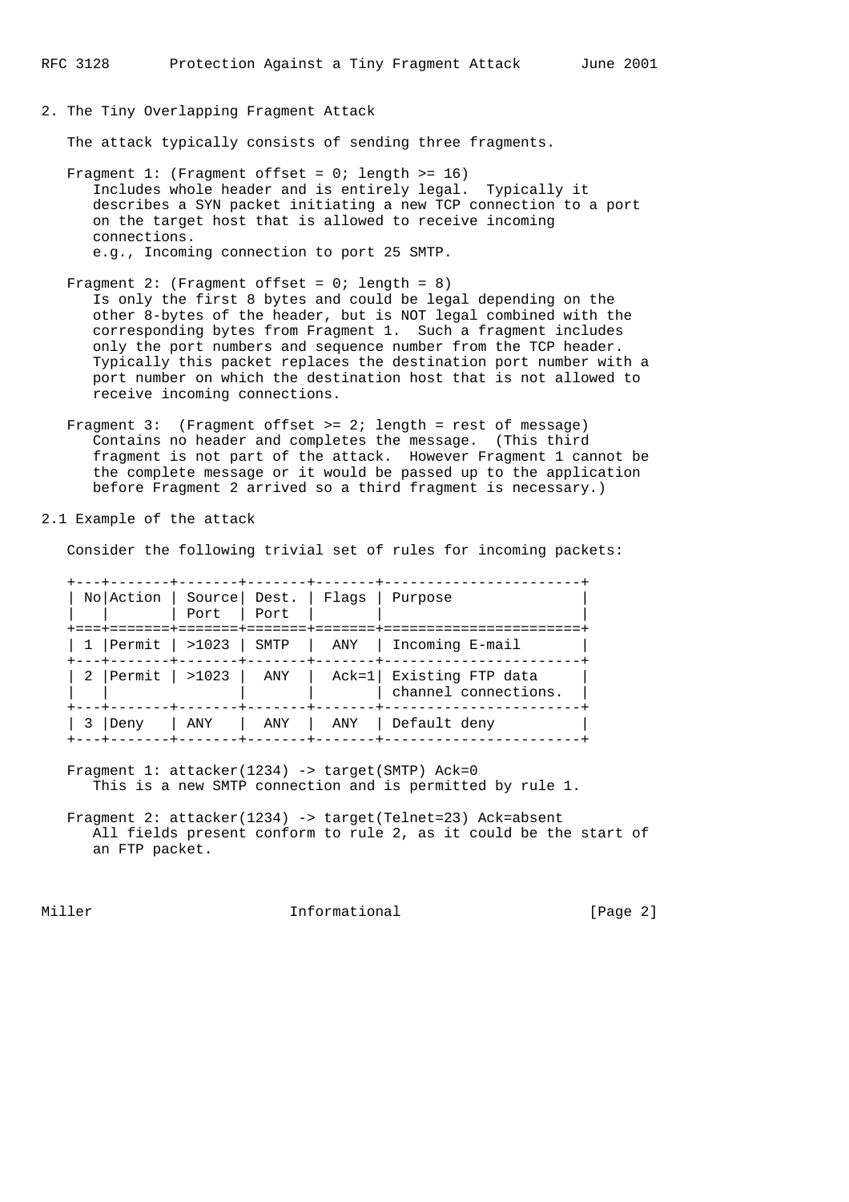## 2. The Tiny Overlapping Fragment Attack

The attack typically consists of sending three fragments.

Fragment 1: (Fragment offset = 0; length >= 16)
Includes whole header and is entirely legal. Typically it describes a SYN packet initiating a new TCP connection to a port on the target host that is allowed to receive incoming connections.
e.g., Incoming connection to port 25 SMTP.

Fragment 2: (Fragment offset = 0; length = 8)
Is only the first 8 bytes and could be legal depending on the other 8-bytes of the header, but is NOT legal combined with the corresponding bytes from Fragment 1. Such a fragment includes only the port numbers and sequence number from the TCP header. Typically this packet replaces the destination port number with a port number on which the destination host that is not allowed to receive incoming connections.

Fragment 3: (Fragment offset >= 2; length = rest of message)
Contains no header and completes the message. (This third fragment is not part of the attack. However Fragment 1 cannot be the complete message or it would be passed up to the application before Fragment 2 arrived so a third fragment is necessary.)

### 2.1 Example of the attack

Consider the following trivial set of rules for incoming packets:

| No | Action | Source Port | Dest. Port | Flags | Purpose |
|---|---|---|---|---|---|
| 1 | Permit | >1023 | SMTP | ANY | Incoming E-mail |
| 2 | Permit | >1023 | ANY | Ack=1 | Existing FTP data channel connections. |
| 3 | Deny | ANY | ANY | ANY | Default deny |

Fragment 1: attacker(1234) -> target(SMTP) Ack=0
This is a new SMTP connection and is permitted by rule 1.

Fragment 2: attacker(1234) -> target(Telnet=23) Ack=absent
All fields present conform to rule 2, as it could be the start of an FTP packet.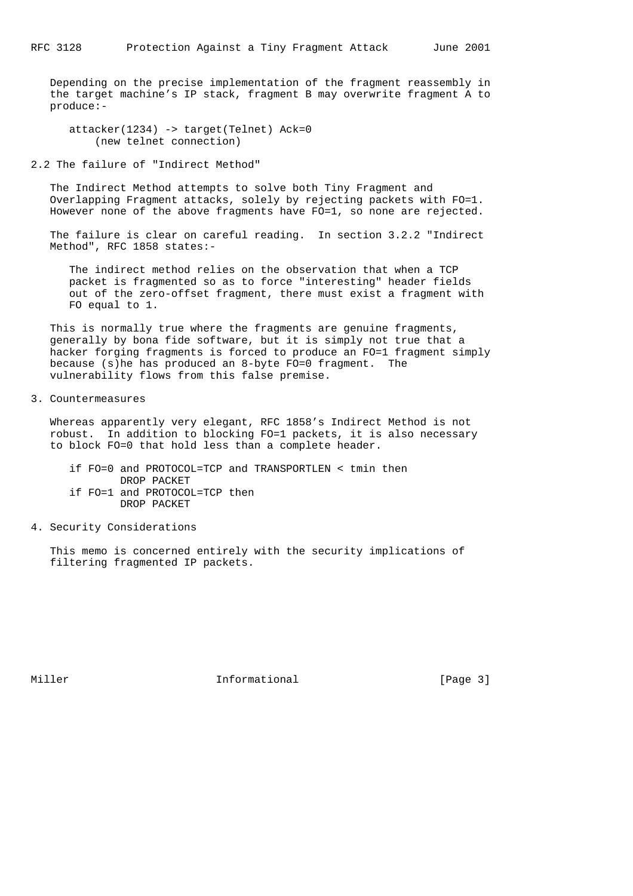Depending on the precise implementation of the fragment reassembly in the target machine's IP stack, fragment B may overwrite fragment A to produce:-

```
attacker(1234) -> target(Telnet) Ack=0
    (new telnet connection)
```

## 2.2 The failure of "Indirect Method"

The Indirect Method attempts to solve both Tiny Fragment and Overlapping Fragment attacks, solely by rejecting packets with FO=1. However none of the above fragments have FO=1, so none are rejected.

The failure is clear on careful reading. In section 3.2.2 "Indirect Method", RFC 1858 states:-

> The indirect method relies on the observation that when a TCP packet is fragmented so as to force "interesting" header fields out of the zero-offset fragment, there must exist a fragment with FO equal to 1.

This is normally true where the fragments are genuine fragments, generally by bona fide software, but it is simply not true that a hacker forging fragments is forced to produce an FO=1 fragment simply because (s)he has produced an 8-byte FO=0 fragment. The vulnerability flows from this false premise.

# 3. Countermeasures

Whereas apparently very elegant, RFC 1858's Indirect Method is not robust. In addition to blocking FO=1 packets, it is also necessary to block FO=0 that hold less than a complete header.

```
if FO=0 and PROTOCOL=TCP and TRANSPORTLEN < tmin then
        DROP PACKET
if FO=1 and PROTOCOL=TCP then
        DROP PACKET
```

# 4. Security Considerations

This memo is concerned entirely with the security implications of filtering fragmented IP packets.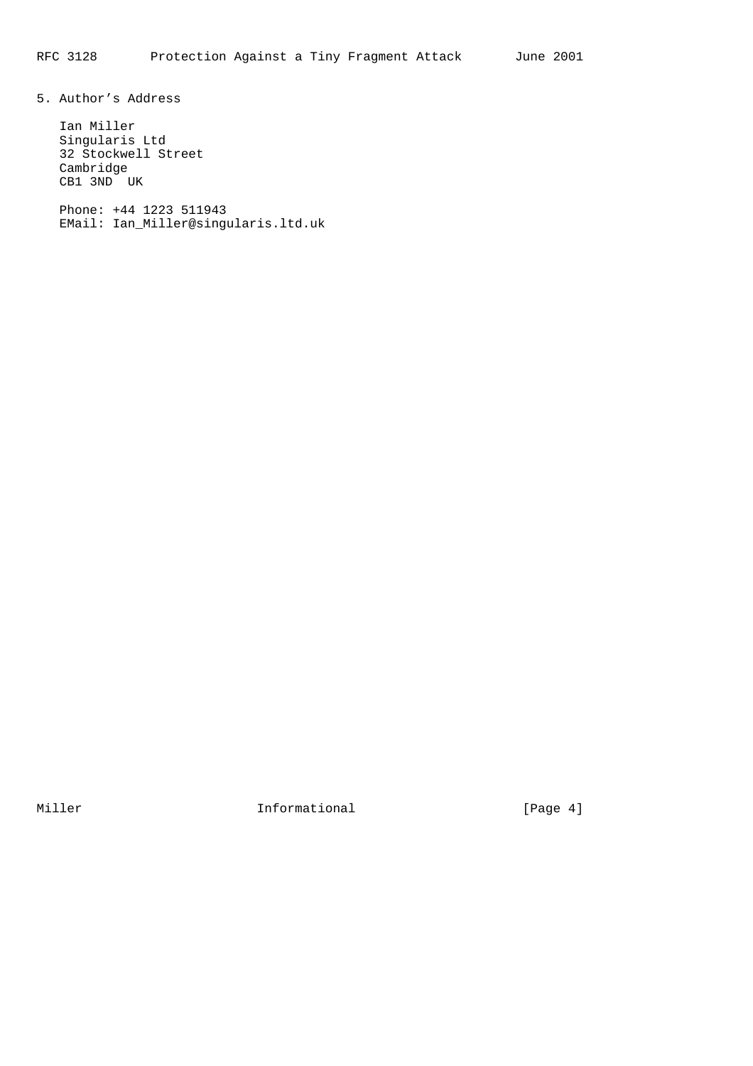## 5. Author's Address

Ian Miller
Singularis Ltd
32 Stockwell Street
Cambridge
CB1 3ND  UK

Phone: +44 1223 511943
EMail: Ian_Miller@singularis.ltd.uk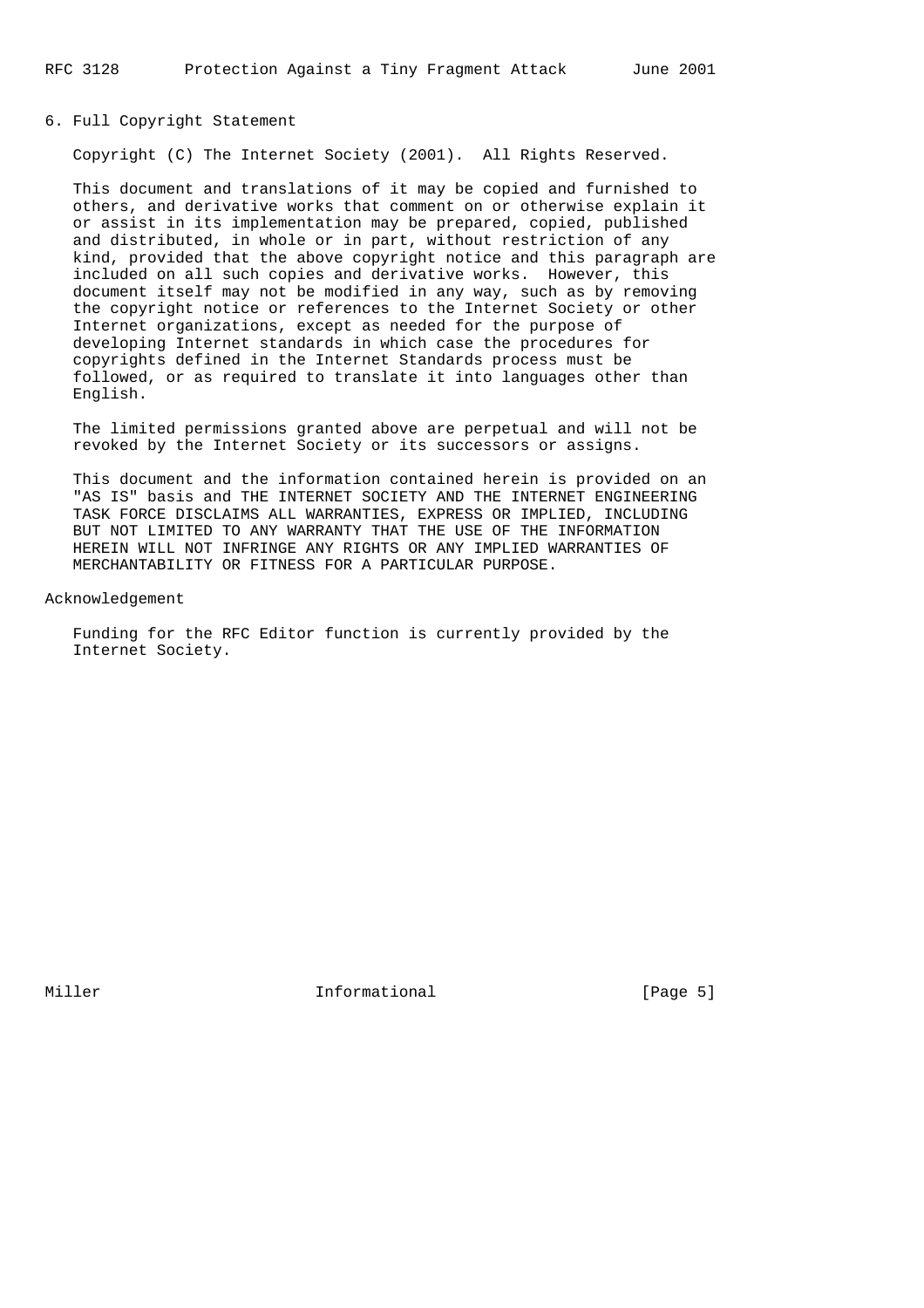## 6. Full Copyright Statement

Copyright (C) The Internet Society (2001). All Rights Reserved.

This document and translations of it may be copied and furnished to others, and derivative works that comment on or otherwise explain it or assist in its implementation may be prepared, copied, published and distributed, in whole or in part, without restriction of any kind, provided that the above copyright notice and this paragraph are included on all such copies and derivative works. However, this document itself may not be modified in any way, such as by removing the copyright notice or references to the Internet Society or other Internet organizations, except as needed for the purpose of developing Internet standards in which case the procedures for copyrights defined in the Internet Standards process must be followed, or as required to translate it into languages other than English.

The limited permissions granted above are perpetual and will not be revoked by the Internet Society or its successors or assigns.

This document and the information contained herein is provided on an "AS IS" basis and THE INTERNET SOCIETY AND THE INTERNET ENGINEERING TASK FORCE DISCLAIMS ALL WARRANTIES, EXPRESS OR IMPLIED, INCLUDING BUT NOT LIMITED TO ANY WARRANTY THAT THE USE OF THE INFORMATION HEREIN WILL NOT INFRINGE ANY RIGHTS OR ANY IMPLIED WARRANTIES OF MERCHANTABILITY OR FITNESS FOR A PARTICULAR PURPOSE.

## Acknowledgement

Funding for the RFC Editor function is currently provided by the Internet Society.